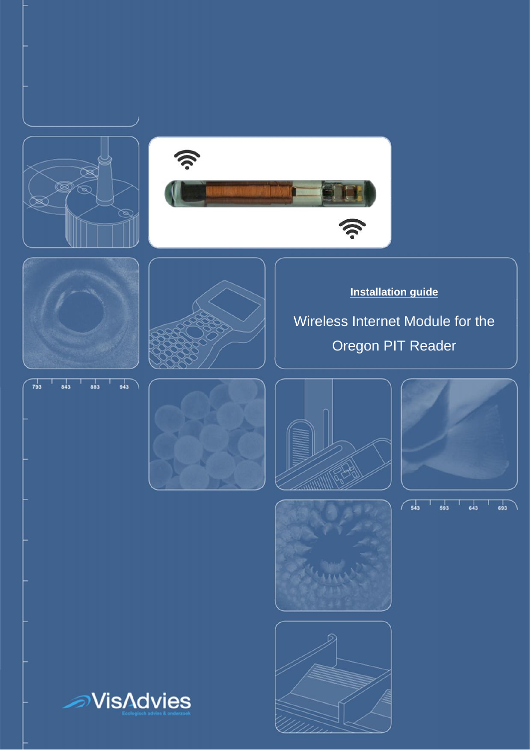**Installation guide**

# Wireless Internet Module for the Oregon PIT Reader

VisAdvies

Ecologisch advies & onderzoek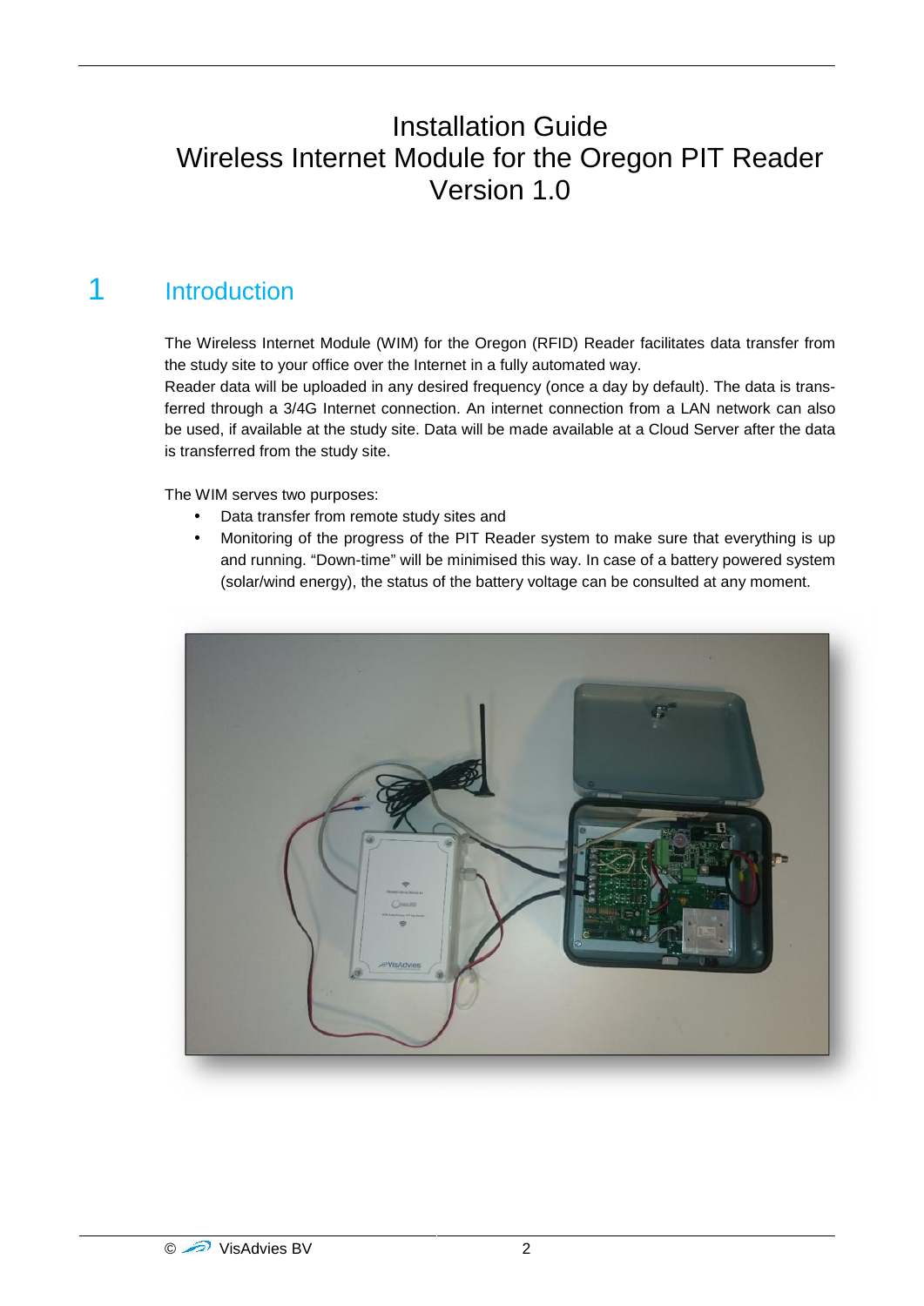# Installation Guide
# Wireless Internet Module for the Oregon PIT Reader
# Version 1.0

## 1 Introduction

The Wireless Internet Module (WIM) for the Oregon (RFID) Reader facilitates data transfer from the study site to your office over the Internet in a fully automated way.
Reader data will be uploaded in any desired frequency (once a day by default). The data is transferred through a 3/4G Internet connection. An internet connection from a LAN network can also be used, if available at the study site. Data will be made available at a Cloud Server after the data is transferred from the study site.

The WIM serves two purposes:

- Data transfer from remote study sites and
- Monitoring of the progress of the PIT Reader system to make sure that everything is up and running. "Down-time" will be minimised this way. In case of a battery powered system (solar/wind energy), the status of the battery voltage can be consulted at any moment.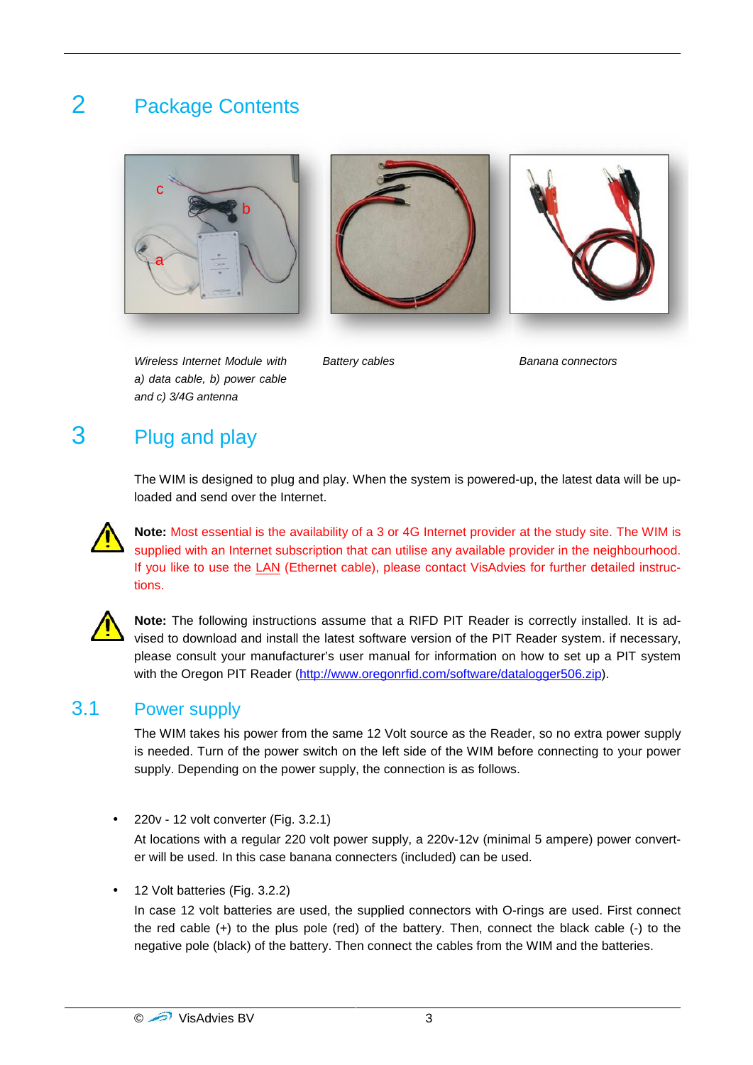# 2 Package Contents

*Wireless Internet Module with a) data cable, b) power cable and c) 3/4G antenna*

*Battery cables*

*Banana connectors*

# 3 Plug and play

The WIM is designed to plug and play. When the system is powered-up, the latest data will be uploaded and send over the Internet.

**Note:** Most essential is the availability of a 3 or 4G Internet provider at the study site. The WIM is supplied with an Internet subscription that can utilise any available provider in the neighbourhood. If you like to use the LAN (Ethernet cable), please contact VisAdvies for further detailed instructions.

**Note:** The following instructions assume that a RIFD PIT Reader is correctly installed. It is advised to download and install the latest software version of the PIT Reader system. if necessary, please consult your manufacturer's user manual for information on how to set up a PIT system with the Oregon PIT Reader (http://www.oregonrfid.com/software/datalogger506.zip).

## 3.1 Power supply

The WIM takes his power from the same 12 Volt source as the Reader, so no extra power supply is needed. Turn of the power switch on the left side of the WIM before connecting to your power supply. Depending on the power supply, the connection is as follows.

- 220v - 12 volt converter (Fig. 3.2.1)
  At locations with a regular 220 volt power supply, a 220v-12v (minimal 5 ampere) power converter will be used. In this case banana connecters (included) can be used.

- 12 Volt batteries (Fig. 3.2.2)
  In case 12 volt batteries are used, the supplied connectors with O-rings are used. First connect the red cable (+) to the plus pole (red) of the battery. Then, connect the black cable (-) to the negative pole (black) of the battery. Then connect the cables from the WIM and the batteries.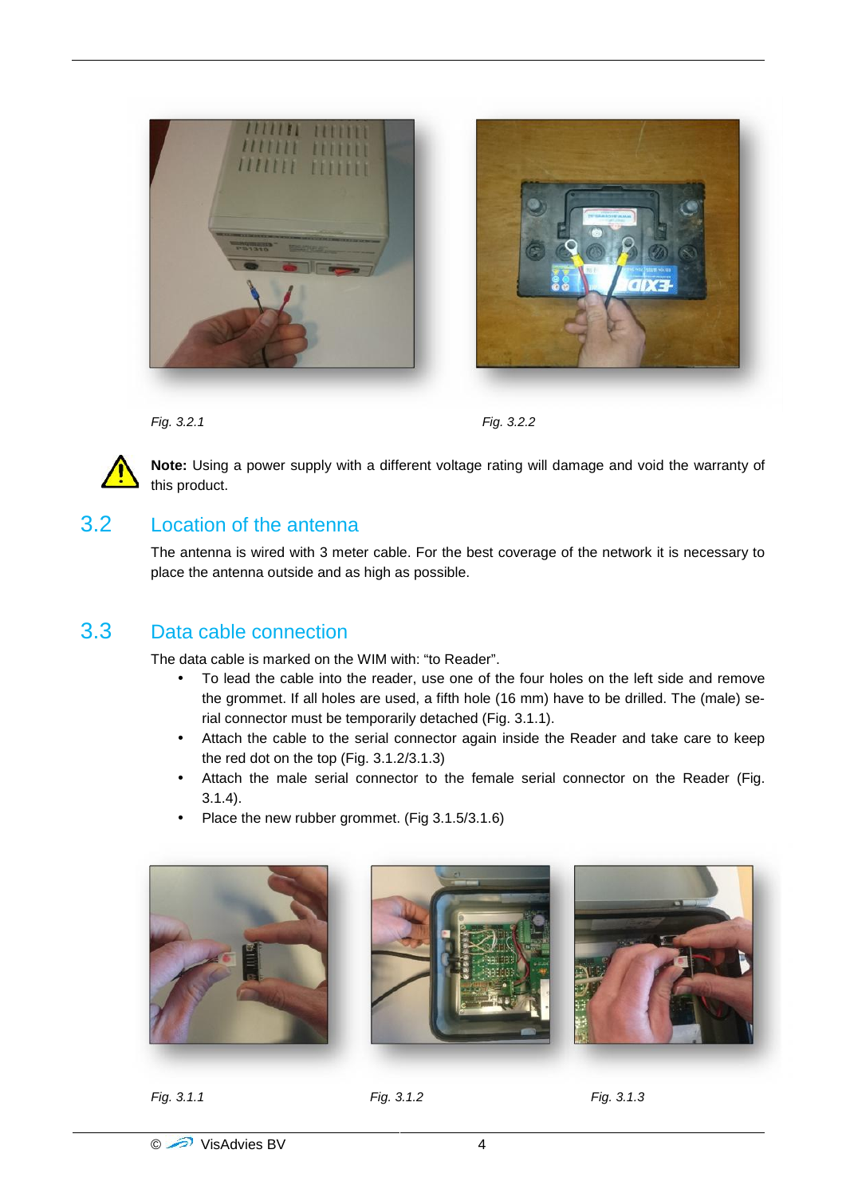*Fig. 3.2.1*

*Fig. 3.2.2*

**Note:** Using a power supply with a different voltage rating will damage and void the warranty of this product.

## 3.2 Location of the antenna

The antenna is wired with 3 meter cable. For the best coverage of the network it is necessary to place the antenna outside and as high as possible.

## 3.3 Data cable connection

The data cable is marked on the WIM with: "to Reader".

- To lead the cable into the reader, use one of the four holes on the left side and remove the grommet. If all holes are used, a fifth hole (16 mm) have to be drilled. The (male) serial connector must be temporarily detached (Fig. 3.1.1).
- Attach the cable to the serial connector again inside the Reader and take care to keep the red dot on the top (Fig. 3.1.2/3.1.3)
- Attach the male serial connector to the female serial connector on the Reader (Fig. 3.1.4).
- Place the new rubber grommet. (Fig 3.1.5/3.1.6)

*Fig. 3.1.1*

*Fig. 3.1.2*

*Fig. 3.1.3*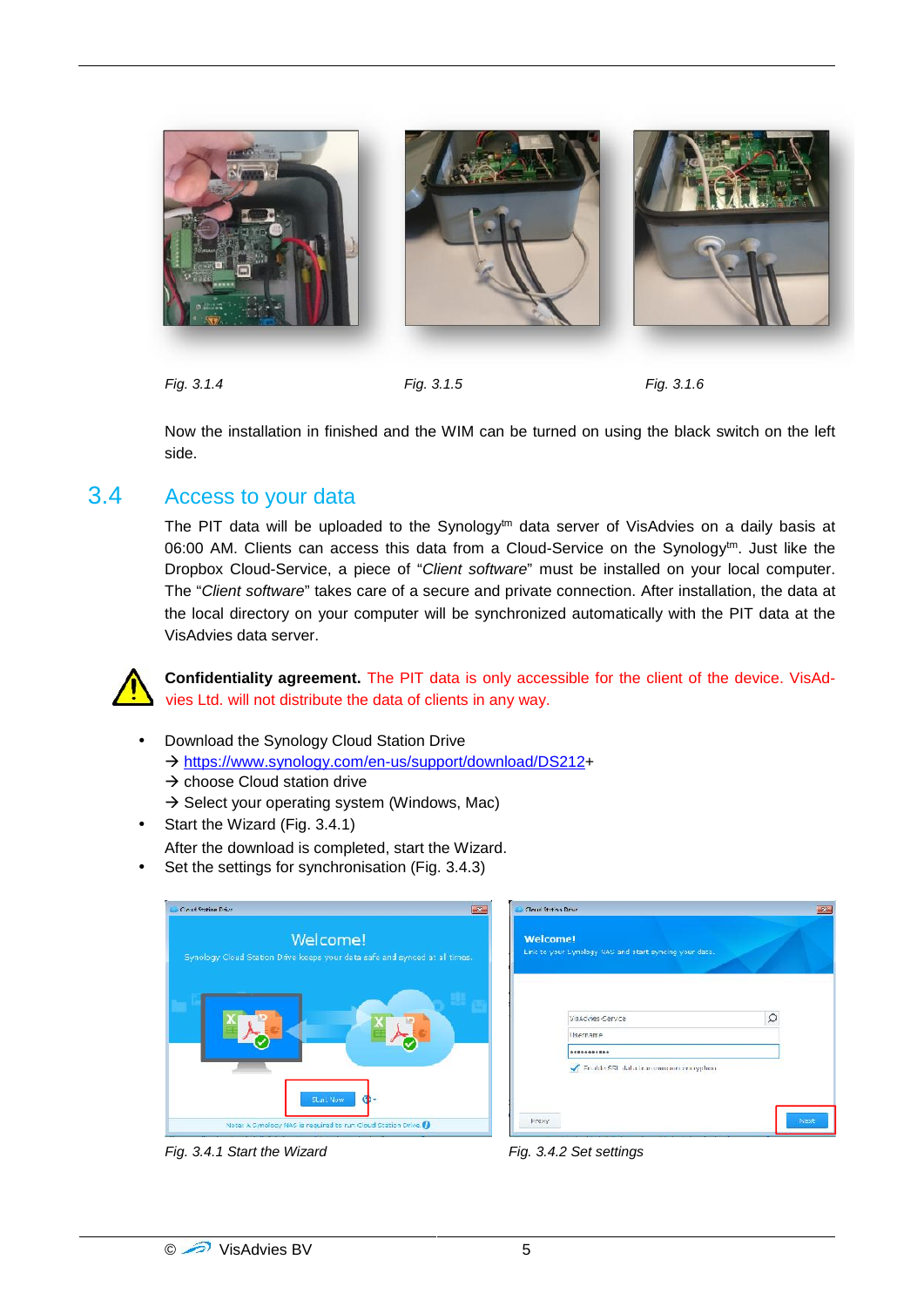Fig. 3.1.4

Fig. 3.1.5

Fig. 3.1.6

Now the installation in finished and the WIM can be turned on using the black switch on the left side.

## 3.4 Access to your data

The PIT data will be uploaded to the Synology$^{tm}$ data server of VisAdvies on a daily basis at 06:00 AM. Clients can access this data from a Cloud-Service on the Synology$^{tm}$. Just like the Dropbox Cloud-Service, a piece of "*Client software*" must be installed on your local computer. The "*Client software*" takes care of a secure and private connection. After installation, the data at the local directory on your computer will be synchronized automatically with the PIT data at the VisAdvies data server.

**Confidentiality agreement.** The PIT data is only accessible for the client of the device. VisAdvies Ltd. will not distribute the data of clients in any way.

- Download the Synology Cloud Station Drive
  → https://www.synology.com/en-us/support/download/DS212+
  → choose Cloud station drive
  → Select your operating system (Windows, Mac)
- Start the Wizard (Fig. 3.4.1)
  After the download is completed, start the Wizard.
- Set the settings for synchronisation (Fig. 3.4.3)

*Fig. 3.4.1 Start the Wizard*

*Fig. 3.4.2 Set settings*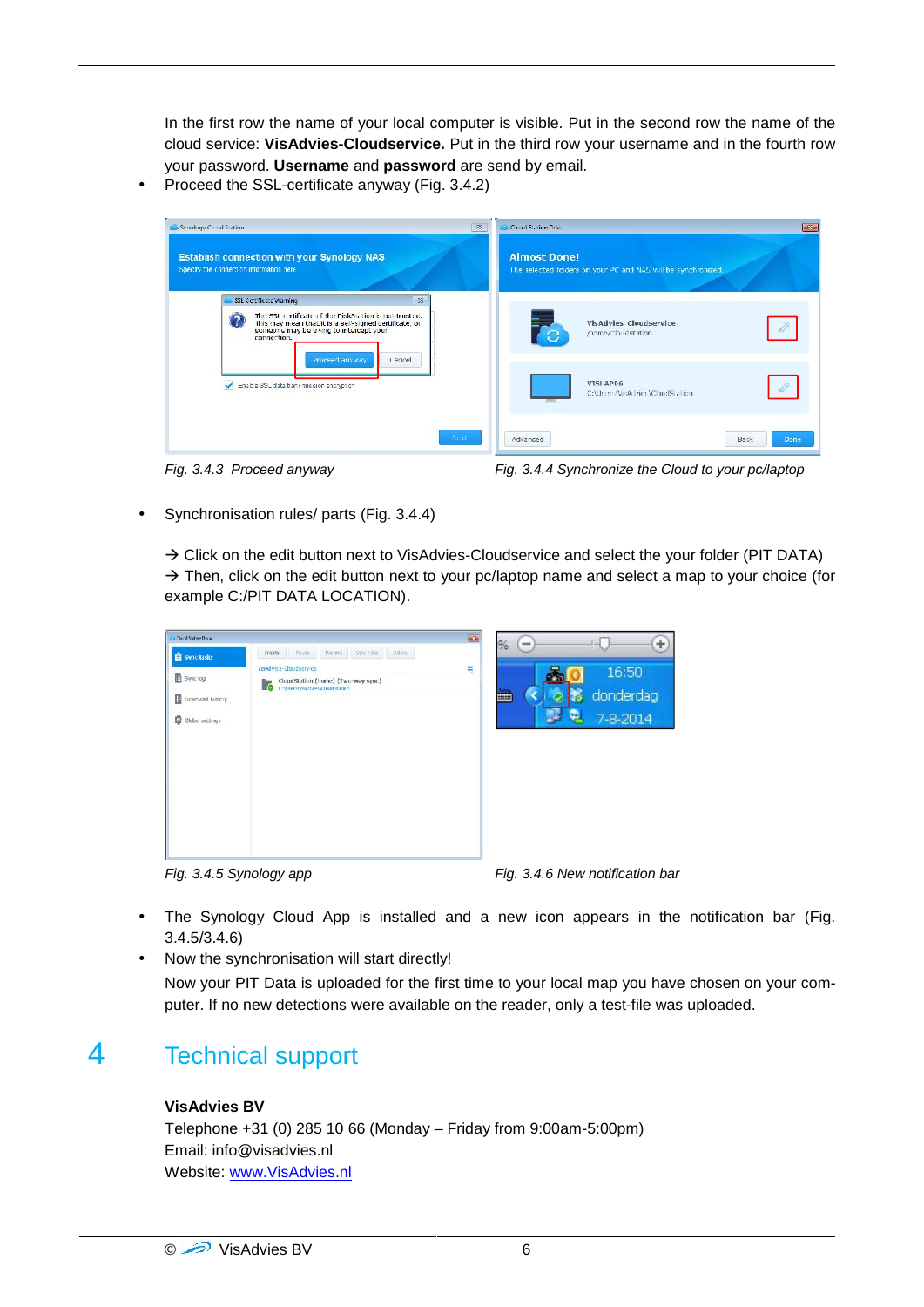In the first row the name of your local computer is visible. Put in the second row the name of the cloud service: **VisAdvies-Cloudservice.** Put in the third row your username and in the fourth row your password. **Username** and **password** are send by email.

- Proceed the SSL-certificate anyway (Fig. 3.4.2)

*Fig. 3.4.3 Proceed anyway*

*Fig. 3.4.4 Synchronize the Cloud to your pc/laptop*

- Synchronisation rules/ parts (Fig. 3.4.4)

→ Click on the edit button next to VisAdvies-Cloudservice and select the your folder (PIT DATA)
→ Then, click on the edit button next to your pc/laptop name and select a map to your choice (for example C:/PIT DATA LOCATION).

*Fig. 3.4.5 Synology app*

*Fig. 3.4.6 New notification bar*

- The Synology Cloud App is installed and a new icon appears in the notification bar (Fig. 3.4.5/3.4.6)
- Now the synchronisation will start directly!

  Now your PIT Data is uploaded for the first time to your local map you have chosen on your computer. If no new detections were available on the reader, only a test-file was uploaded.

# 4 Technical support

**VisAdvies BV**
Telephone +31 (0) 285 10 66 (Monday – Friday from 9:00am-5:00pm)
Email: info@visadvies.nl
Website: www.VisAdvies.nl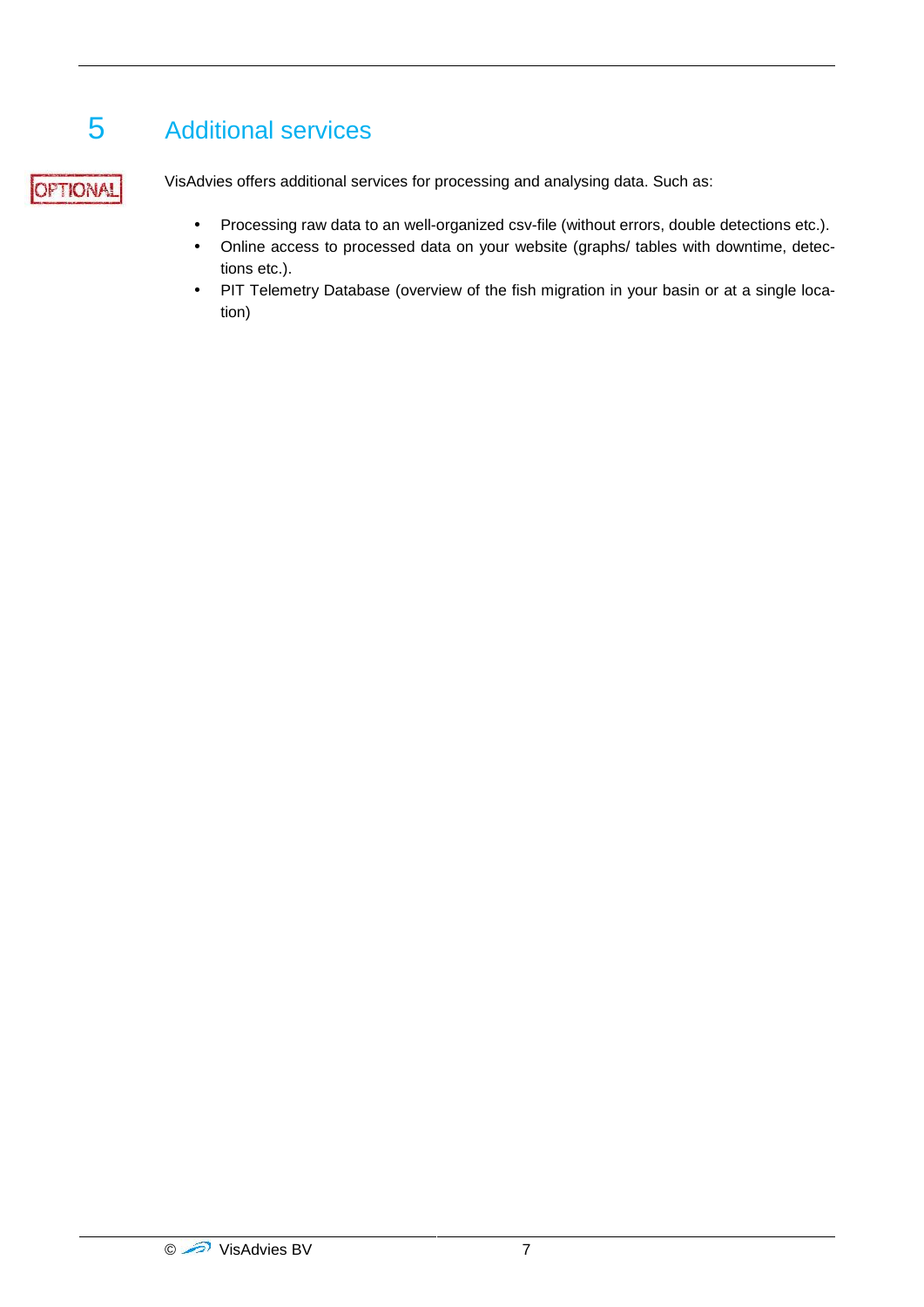# 5 Additional services

OPTIONAL

VisAdvies offers additional services for processing and analysing data. Such as:

- Processing raw data to an well-organized csv-file (without errors, double detections etc.).
- Online access to processed data on your website (graphs/ tables with downtime, detections etc.).
- PIT Telemetry Database (overview of the fish migration in your basin or at a single location)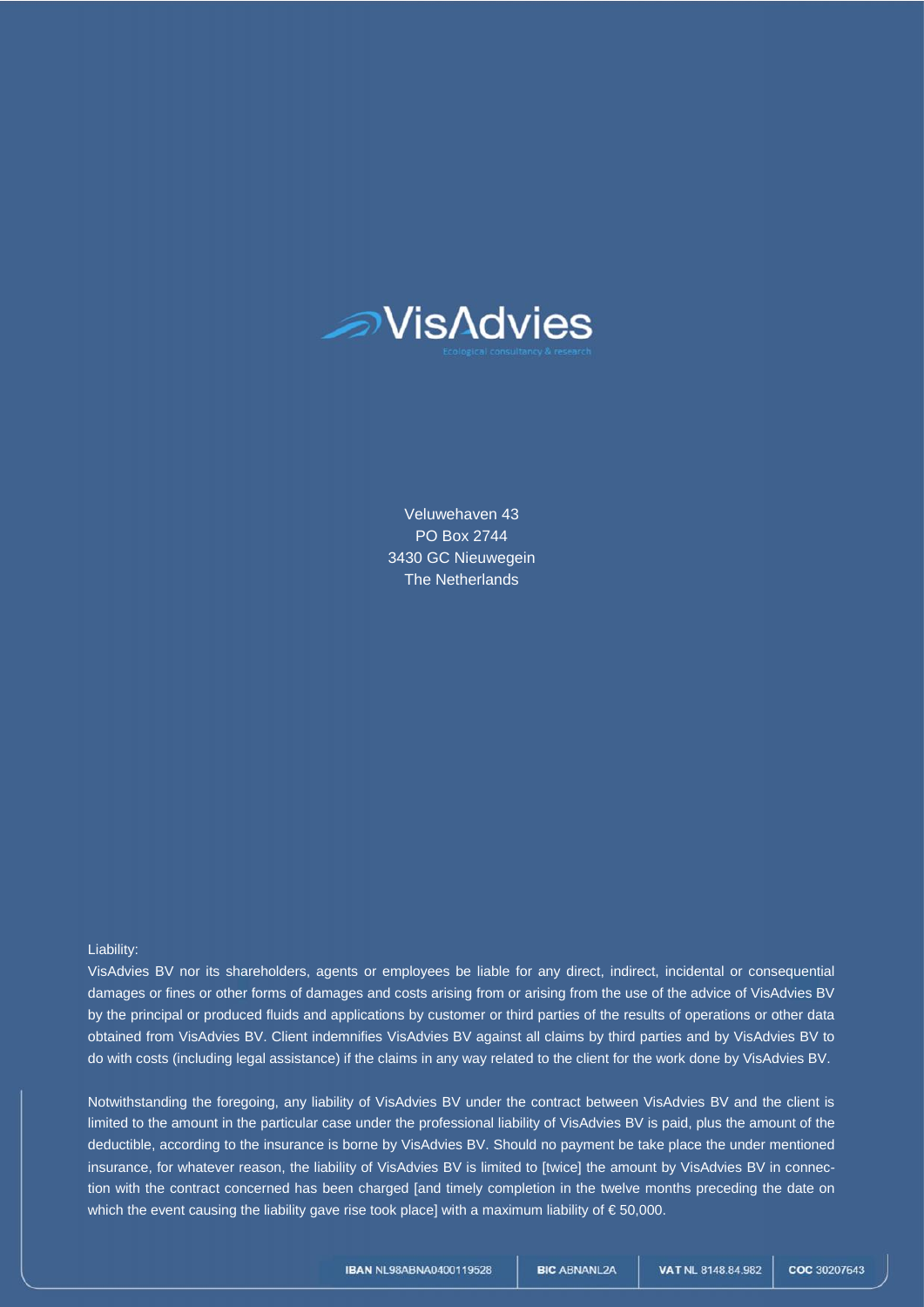VisAdvies

Ecological consultancy & research

Veluwehaven 43
PO Box 2744
3430 GC Nieuwegein
The Netherlands

Liability:

VisAdvies BV nor its shareholders, agents or employees be liable for any direct, indirect, incidental or consequential damages or fines or other forms of damages and costs arising from or arising from the use of the advice of VisAdvies BV by the principal or produced fluids and applications by customer or third parties of the results of operations or other data obtained from VisAdvies BV. Client indemnifies VisAdvies BV against all claims by third parties and by VisAdvies BV to do with costs (including legal assistance) if the claims in any way related to the client for the work done by VisAdvies BV.

Notwithstanding the foregoing, any liability of VisAdvies BV under the contract between VisAdvies BV and the client is limited to the amount in the particular case under the professional liability of VisAdvies BV is paid, plus the amount of the deductible, according to the insurance is borne by VisAdvies BV. Should no payment be take place the under mentioned insurance, for whatever reason, the liability of VisAdvies BV is limited to [twice] the amount by VisAdvies BV in connection with the contract concerned has been charged [and timely completion in the twelve months preceding the date on which the event causing the liability gave rise took place] with a maximum liability of € 50,000.

**IBAN** NL98ABNA0400119528 | **BIC** ABNANL2A | **VAT** NL 8148.84.982 | **COC** 30207643